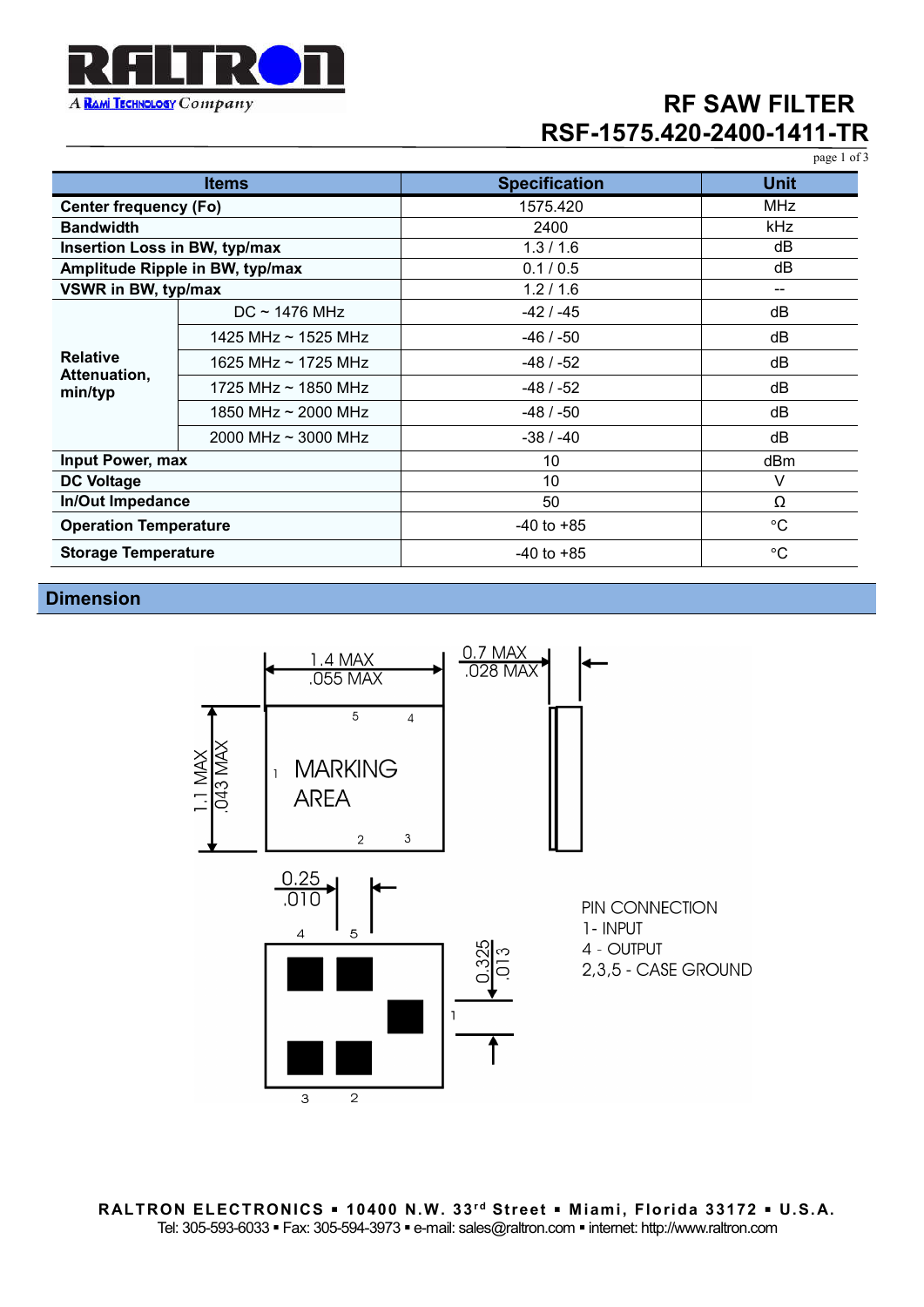# RF SAW FILTER
# RSF-1575.420-2400-1411-TR

| Items | | Specification | Unit |
|---|---|---|---|
| **Center frequency (Fo)** | | 1575.420 | MHz |
| **Bandwidth** | | 2400 | kHz |
| **Insertion Loss in BW, typ/max** | | 1.3 / 1.6 | dB |
| **Amplitude Ripple in BW, typ/max** | | 0.1 / 0.5 | dB |
| **VSWR in BW, typ/max** | | 1.2 / 1.6 | -- |
| **Relative Attenuation, min/typ** | DC ~ 1476 MHz | -42 / -45 | dB |
| | 1425 MHz ~ 1525 MHz | -46 / -50 | dB |
| | 1625 MHz ~ 1725 MHz | -48 / -52 | dB |
| | 1725 MHz ~ 1850 MHz | -48 / -52 | dB |
| | 1850 MHz ~ 2000 MHz | -48 / -50 | dB |
| | 2000 MHz ~ 3000 MHz | -38 / -40 | dB |
| **Input Power, max** | | 10 | dBm |
| **DC Voltage** | | 10 | V |
| **In/Out Impedance** | | 50 | Ω |
| **Operation Temperature** | | -40 to +85 | °C |
| **Storage Temperature** | | -40 to +85 | °C |

## Dimension

1.4 MAX / .055 MAX

0.7 MAX / .028 MAX

1.1 MAX / .043 MAX

MARKING AREA

0.25 / .010

0.325 / .013

PIN CONNECTION
1- INPUT
4 - OUTPUT
2,3,5 - CASE GROUND

**RALTRON ELECTRONICS ▪ 10400 N.W. 33rd Street ▪ Miami, Florida 33172 ▪ U.S.A.**
Tel: 305-593-6033 ▪ Fax: 305-594-3973 ▪ e-mail: sales@raltron.com ▪ internet: http://www.raltron.com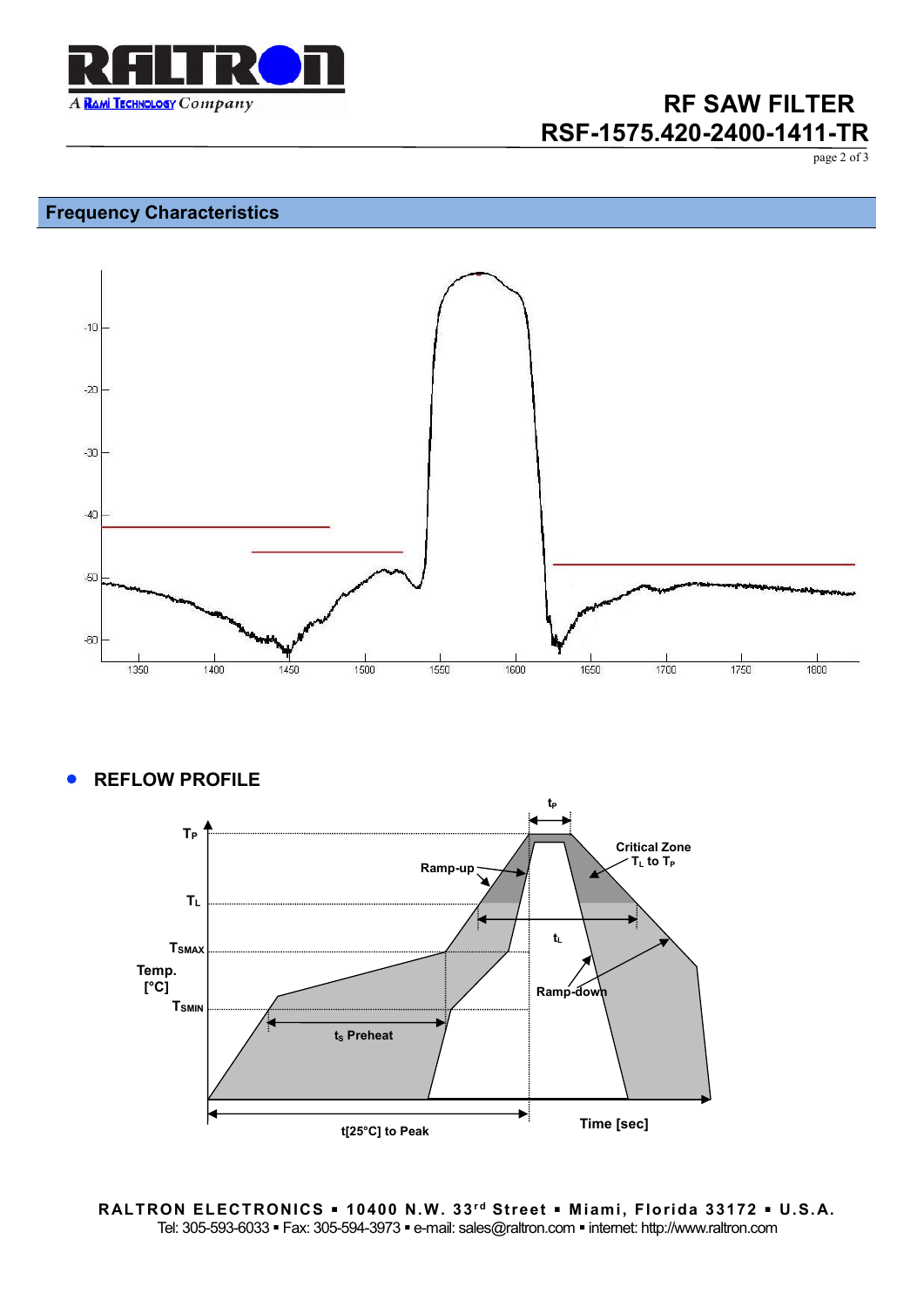## Frequency Characteristics

- **REFLOW PROFILE**

RALTRON ELECTRONICS ▪ 10400 N.W. 33rd Street ▪ Miami, Florida 33172 ▪ U.S.A.
Tel: 305-593-6033 ▪ Fax: 305-594-3973 ▪ e-mail: sales@raltron.com ▪ internet: http://www.raltron.com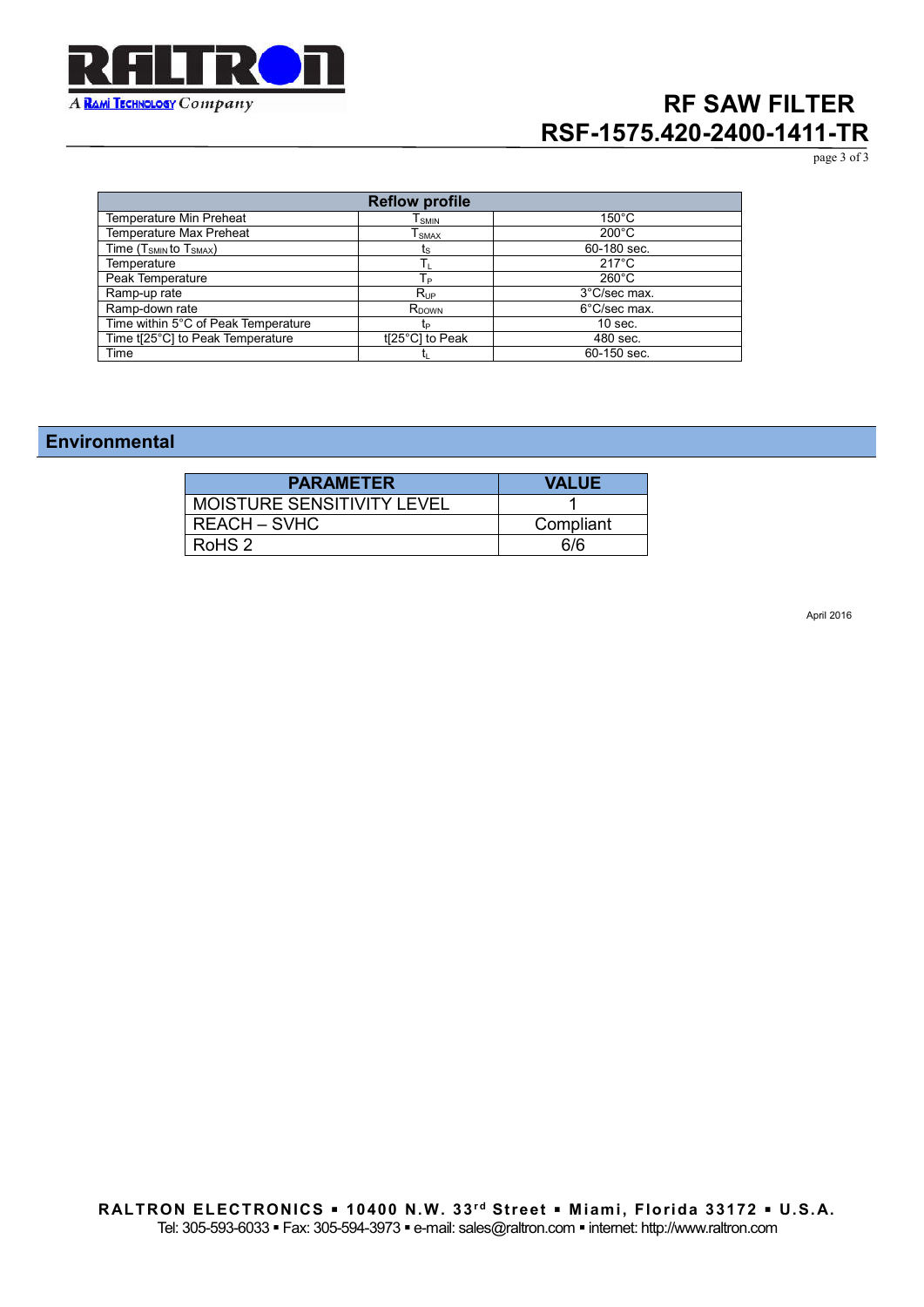# RF SAW FILTER
# RSF-1575.420-2400-1411-TR

| Reflow profile | | |
|---|---|---|
| Temperature Min Preheat | $T_{SMIN}$ | 150°C |
| Temperature Max Preheat | $T_{SMAX}$ | 200°C |
| Time ($T_{SMIN}$ to $T_{SMAX}$) | $t_S$ | 60-180 sec. |
| Temperature | $T_L$ | 217°C |
| Peak Temperature | $T_P$ | 260°C |
| Ramp-up rate | $R_{UP}$ | 3°C/sec max. |
| Ramp-down rate | $R_{DOWN}$ | 6°C/sec max. |
| Time within 5°C of Peak Temperature | $t_P$ | 10 sec. |
| Time t[25°C] to Peak Temperature | t[25°C] to Peak | 480 sec. |
| Time | $t_L$ | 60-150 sec. |

## Environmental

| PARAMETER | VALUE |
|---|---|
| MOISTURE SENSITIVITY LEVEL | 1 |
| REACH – SVHC | Compliant |
| RoHS 2 | 6/6 |

April 2016

**RALTRON ELECTRONICS ▪ 10400 N.W. 33rd Street ▪ Miami, Florida 33172 ▪ U.S.A.**
Tel: 305-593-6033 ▪ Fax: 305-594-3973 ▪ e-mail: sales@raltron.com ▪ internet: http://www.raltron.com